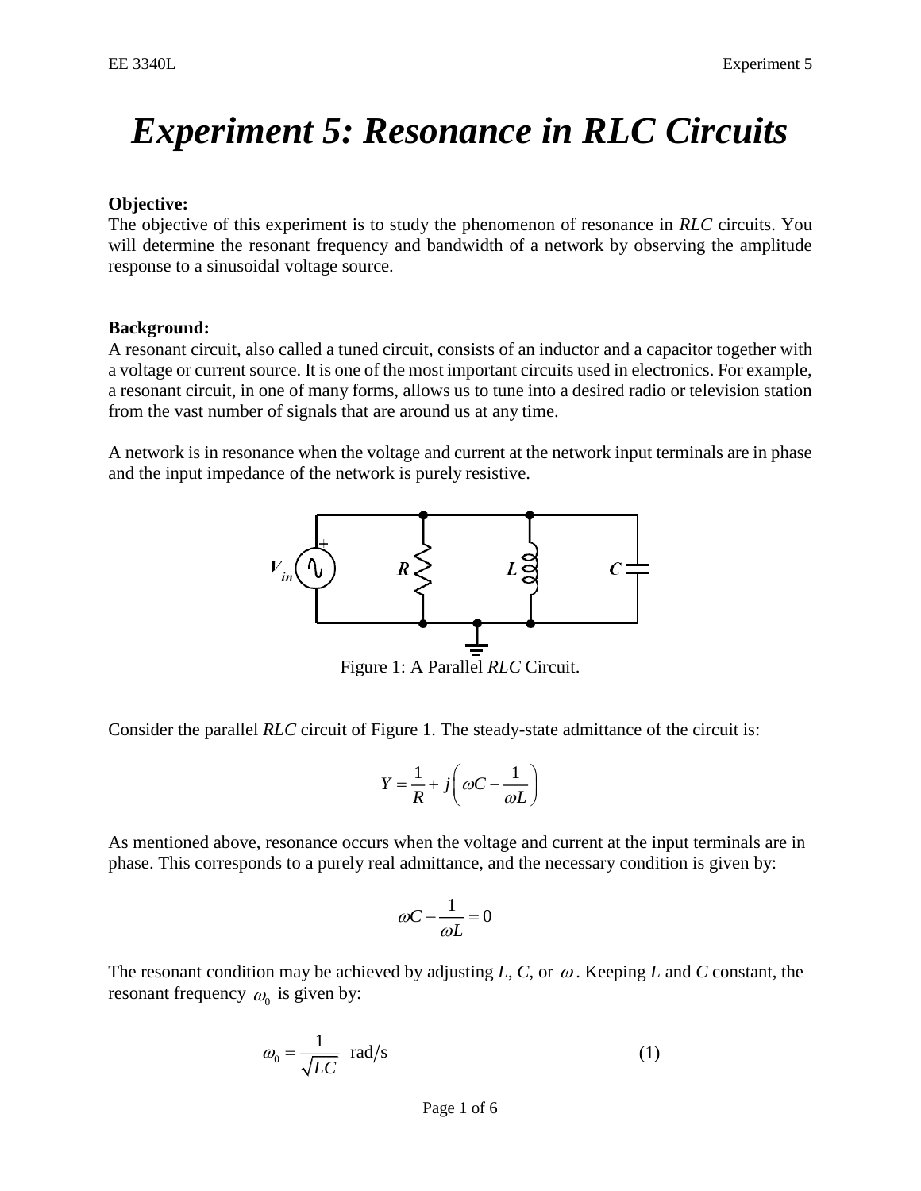# Experiment 5: Resonance in RLC Circuits

**Objective:**
The objective of this experiment is to study the phenomenon of resonance in *RLC* circuits. You will determine the resonant frequency and bandwidth of a network by observing the amplitude response to a sinusoidal voltage source.

**Background:**
A resonant circuit, also called a tuned circuit, consists of an inductor and a capacitor together with a voltage or current source. It is one of the most important circuits used in electronics. For example, a resonant circuit, in one of many forms, allows us to tune into a desired radio or television station from the vast number of signals that are around us at any time.

A network is in resonance when the voltage and current at the network input terminals are in phase and the input impedance of the network is purely resistive.

Figure 1: A Parallel *RLC* Circuit.

Consider the parallel *RLC* circuit of Figure 1. The steady-state admittance of the circuit is:

$$Y = \frac{1}{R} + j\left(\omega C - \frac{1}{\omega L}\right)$$

As mentioned above, resonance occurs when the voltage and current at the input terminals are in phase. This corresponds to a purely real admittance, and the necessary condition is given by:

$$\omega C - \frac{1}{\omega L} = 0$$

The resonant condition may be achieved by adjusting $L$, $C$, or $\omega$. Keeping $L$ and $C$ constant, the resonant frequency $\omega_0$ is given by:

$$\omega_0 = \frac{1}{\sqrt{LC}} \text{ rad/s} \qquad (1)$$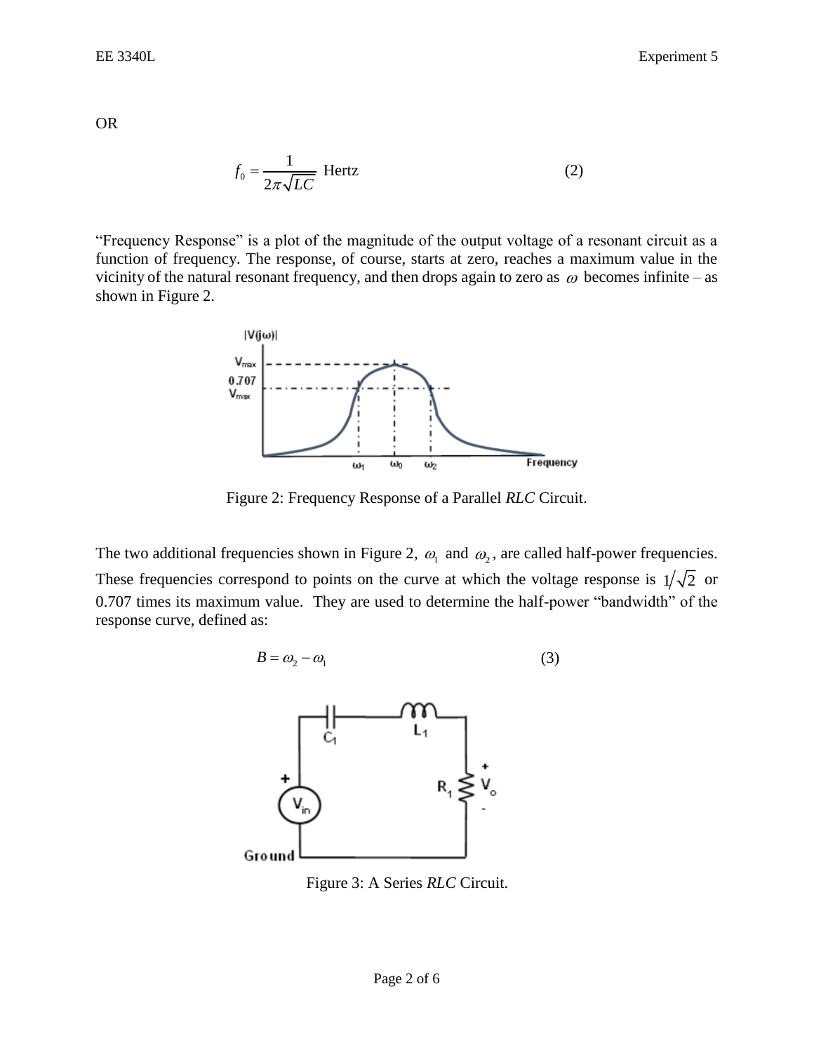OR

$$f_0 = \frac{1}{2\pi\sqrt{LC}} \text{ Hertz} \tag{2}$$

"Frequency Response" is a plot of the magnitude of the output voltage of a resonant circuit as a function of frequency. The response, of course, starts at zero, reaches a maximum value in the vicinity of the natural resonant frequency, and then drops again to zero as $\omega$ becomes infinite – as shown in Figure 2.

Figure 2: Frequency Response of a Parallel *RLC* Circuit.

The two additional frequencies shown in Figure 2, $\omega_1$ and $\omega_2$, are called half-power frequencies. These frequencies correspond to points on the curve at which the voltage response is $1/\sqrt{2}$ or 0.707 times its maximum value. They are used to determine the half-power "bandwidth" of the response curve, defined as:

$$B = \omega_2 - \omega_1 \tag{3}$$

Figure 3: A Series *RLC* Circuit.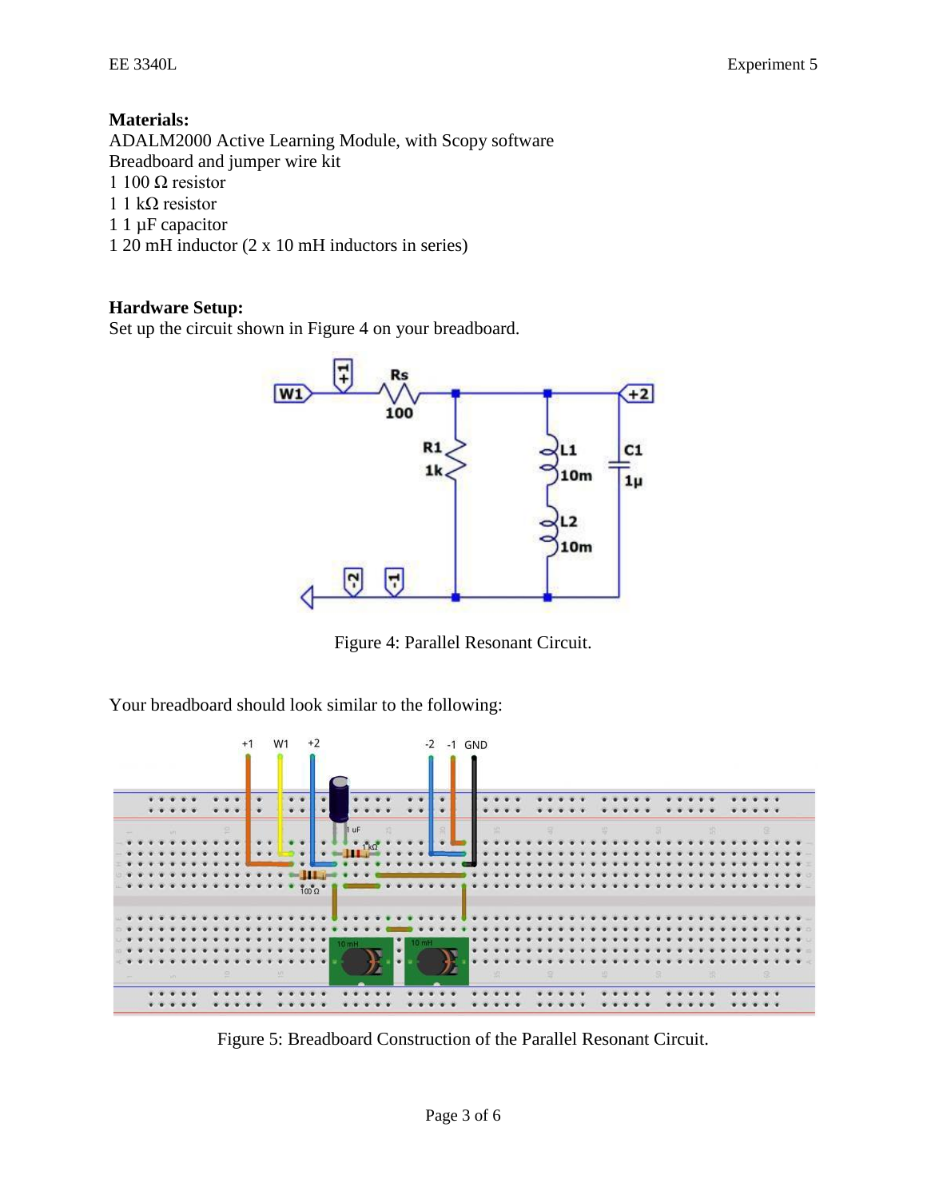**Materials:**

ADALM2000 Active Learning Module, with Scopy software
Breadboard and jumper wire kit
1 100 Ω resistor
1 1 kΩ resistor
1 1 μF capacitor
1 20 mH inductor (2 x 10 mH inductors in series)

**Hardware Setup:**

Set up the circuit shown in Figure 4 on your breadboard.

Figure 4: Parallel Resonant Circuit.

Your breadboard should look similar to the following:

Figure 5: Breadboard Construction of the Parallel Resonant Circuit.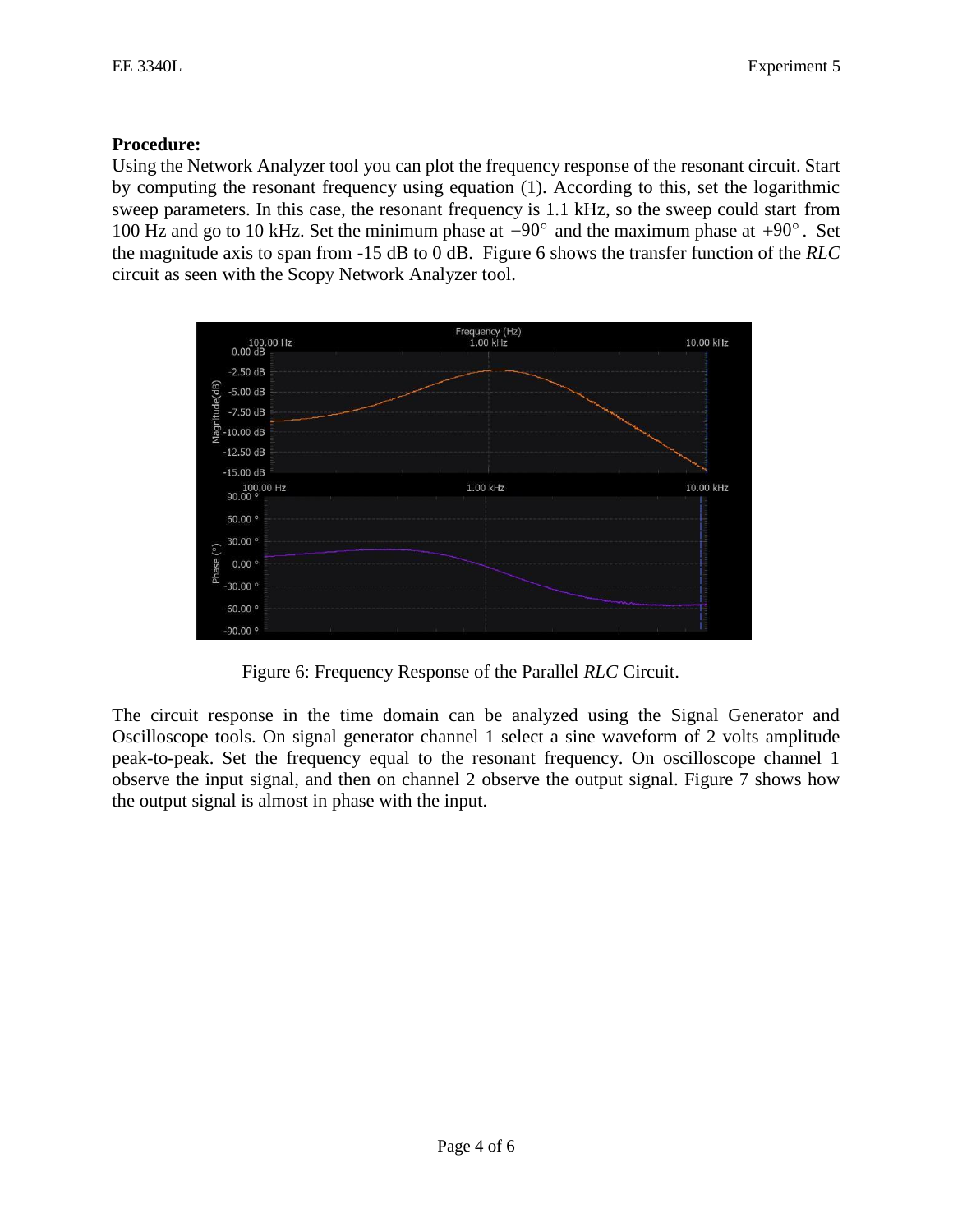**Procedure:**

Using the Network Analyzer tool you can plot the frequency response of the resonant circuit. Start by computing the resonant frequency using equation (1). According to this, set the logarithmic sweep parameters. In this case, the resonant frequency is 1.1 kHz, so the sweep could start from 100 Hz and go to 10 kHz. Set the minimum phase at $-90^\circ$ and the maximum phase at $+90^\circ$. Set the magnitude axis to span from -15 dB to 0 dB. Figure 6 shows the transfer function of the *RLC* circuit as seen with the Scopy Network Analyzer tool.

Figure 6: Frequency Response of the Parallel *RLC* Circuit.

The circuit response in the time domain can be analyzed using the Signal Generator and Oscilloscope tools. On signal generator channel 1 select a sine waveform of 2 volts amplitude peak-to-peak. Set the frequency equal to the resonant frequency. On oscilloscope channel 1 observe the input signal, and then on channel 2 observe the output signal. Figure 7 shows how the output signal is almost in phase with the input.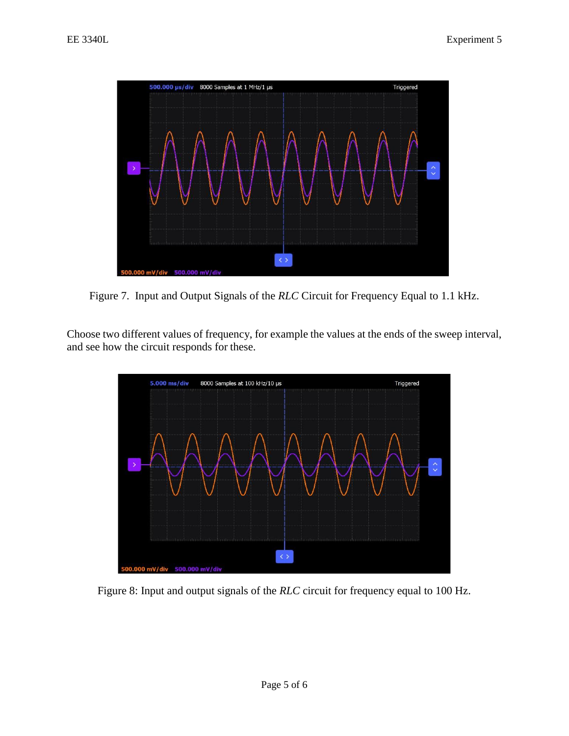Figure 7. Input and Output Signals of the *RLC* Circuit for Frequency Equal to 1.1 kHz.

Choose two different values of frequency, for example the values at the ends of the sweep interval, and see how the circuit responds for these.

Figure 8: Input and output signals of the *RLC* circuit for frequency equal to 100 Hz.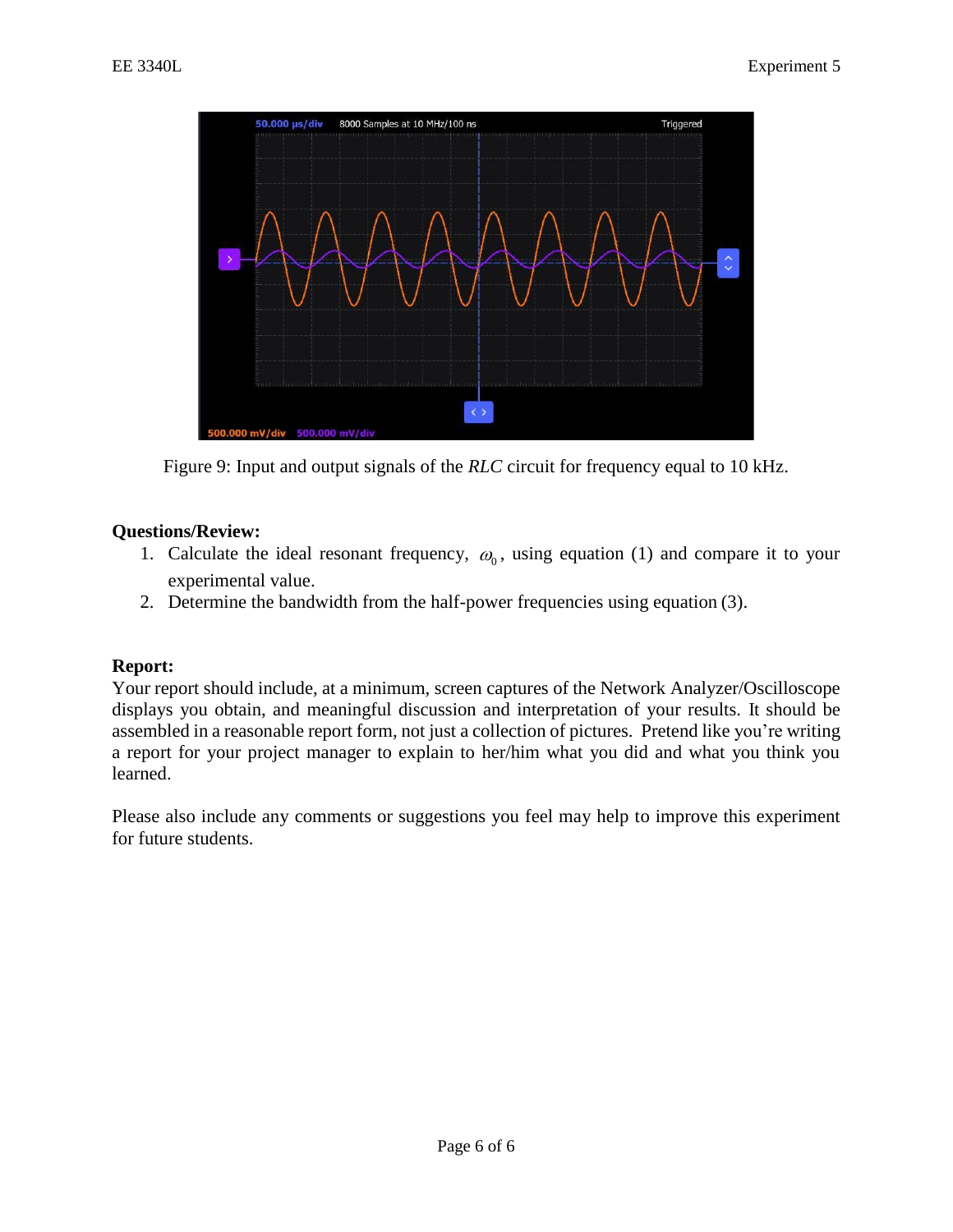50.000 µs/div
8000 Samples at 10 MHz/100 ns
Triggered
500.000 mV/div
500.000 mV/div

Figure 9: Input and output signals of the *RLC* circuit for frequency equal to 10 kHz.

**Questions/Review:**

1. Calculate the ideal resonant frequency, $\omega_0$, using equation (1) and compare it to your experimental value.
2. Determine the bandwidth from the half-power frequencies using equation (3).

**Report:**

Your report should include, at a minimum, screen captures of the Network Analyzer/Oscilloscope displays you obtain, and meaningful discussion and interpretation of your results. It should be assembled in a reasonable report form, not just a collection of pictures. Pretend like you're writing a report for your project manager to explain to her/him what you did and what you think you learned.

Please also include any comments or suggestions you feel may help to improve this experiment for future students.